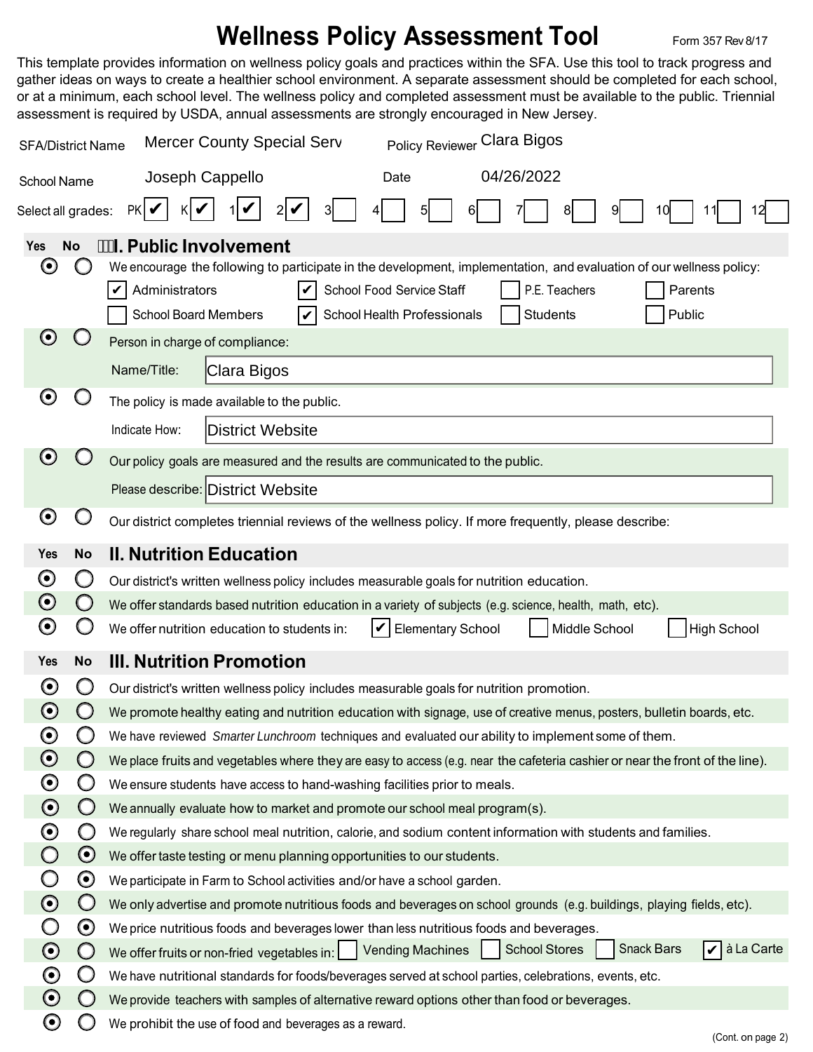# Wellness Policy Assessment Tool

Form 357 Rev 8/17

This template provides information on wellness policy goals and practices within the SFA. Use this tool to track progress and gather ideas on ways to create a healthier school environment. A separate assessment should be completed for each school, or at a minimum, each school level. The wellness policy and completed assessment must be available to the public. Triennial assessment is required by USDA, annual assessments are strongly encouraged in New Jersey.

SFA/District Name: Mercer County Special Serv

Policy Reviewer: Clara Bigos

School Name: Joseph Cappello

Date: 04/26/2022

Select all grades: PK [✔] K [✔] 1 [✔] 2 [✔] 3 [ ] 4 [ ] 5 [ ] 6 [ ] 7 [ ] 8 [ ] 9 [ ] 10 [ ] 11 [ ] 12 [ ]

## I. Public Involvement

| Yes | No | Item |
|---|---|---|
| ⦿ | ○ | We encourage the following to participate in the development, implementation, and evaluation of our wellness policy: [✔] Administrators [✔] School Food Service Staff [ ] P.E. Teachers [ ] Parents [ ] School Board Members [✔] School Health Professionals [ ] Students [ ] Public |
| ⦿ | ○ | Person in charge of compliance: Name/Title: Clara Bigos |
| ⦿ | ○ | The policy is made available to the public. Indicate How: District Website |
| ⦿ | ○ | Our policy goals are measured and the results are communicated to the public. Please describe: District Website |
| ⦿ | ○ | Our district completes triennial reviews of the wellness policy. If more frequently, please describe: |

## II. Nutrition Education

| Yes | No | Item |
|---|---|---|
| ⦿ | ○ | Our district's written wellness policy includes measurable goals for nutrition education. |
| ⦿ | ○ | We offer standards based nutrition education in a variety of subjects (e.g. science, health, math, etc). |
| ⦿ | ○ | We offer nutrition education to students in: [✔] Elementary School [ ] Middle School [ ] High School |

## III. Nutrition Promotion

| Yes | No | Item |
|---|---|---|
| ⦿ | ○ | Our district's written wellness policy includes measurable goals for nutrition promotion. |
| ⦿ | ○ | We promote healthy eating and nutrition education with signage, use of creative menus, posters, bulletin boards, etc. |
| ⦿ | ○ | We have reviewed *Smarter Lunchroom* techniques and evaluated our ability to implement some of them. |
| ⦿ | ○ | We place fruits and vegetables where they are easy to access (e.g. near the cafeteria cashier or near the front of the line). |
| ⦿ | ○ | We ensure students have access to hand-washing facilities prior to meals. |
| ⦿ | ○ | We annually evaluate how to market and promote our school meal program(s). |
| ⦿ | ○ | We regularly share school meal nutrition, calorie, and sodium content information with students and families. |
| ○ | ⦿ | We offer taste testing or menu planning opportunities to our students. |
| ○ | ⦿ | We participate in Farm to School activities and/or have a school garden. |
| ⦿ | ○ | We only advertise and promote nutritious foods and beverages on school grounds (e.g. buildings, playing fields, etc). |
| ○ | ⦿ | We price nutritious foods and beverages lower than less nutritious foods and beverages. |
| ⦿ | ○ | We offer fruits or non-fried vegetables in: [ ] Vending Machines [ ] School Stores [ ] Snack Bars [✔] à La Carte |
| ⦿ | ○ | We have nutritional standards for foods/beverages served at school parties, celebrations, events, etc. |
| ⦿ | ○ | We provide teachers with samples of alternative reward options other than food or beverages. |
| ⦿ | ○ | We prohibit the use of food and beverages as a reward. |

(Cont. on page 2)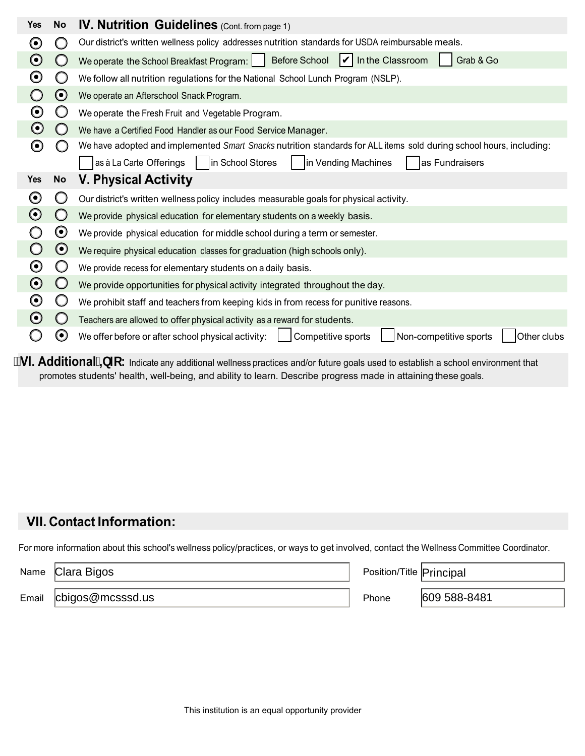| Yes | No | IV. Nutrition Guidelines (Cont. from page 1) |
|---|---|---|
| ◉ | ○ | Our district's written wellness policy addresses nutrition standards for USDA reimbursable meals. |
| ◉ | ○ | We operate the School Breakfast Program: ☐ Before School ☑ In the Classroom ☐ Grab & Go |
| ◉ | ○ | We follow all nutrition regulations for the National School Lunch Program (NSLP). |
| ○ | ◉ | We operate an Afterschool Snack Program. |
| ◉ | ○ | We operate the Fresh Fruit and Vegetable Program. |
| ◉ | ○ | We have a Certified Food Handler as our Food Service Manager. |
| ◉ | ○ | We have adopted and implemented *Smart Snacks* nutrition standards for ALL items sold during school hours, including: ☐ as à La Carte Offerings ☐ in School Stores ☐ in Vending Machines ☐ as Fundraisers |

| Yes | No | V. Physical Activity |
|---|---|---|
| ◉ | ○ | Our district's written wellness policy includes measurable goals for physical activity. |
| ◉ | ○ | We provide physical education for elementary students on a weekly basis. |
| ○ | ◉ | We provide physical education for middle school during a term or semester. |
| ○ | ◉ | We require physical education classes for graduation (high schools only). |
| ◉ | ○ | We provide recess for elementary students on a daily basis. |
| ◉ | ○ | We provide opportunities for physical activity integrated throughout the day. |
| ◉ | ○ | We prohibit staff and teachers from keeping kids in from recess for punitive reasons. |
| ◉ | ○ | Teachers are allowed to offer physical activity as a reward for students. |
| ○ | ◉ | We offer before or after school physical activity: ☐ Competitive sports ☐ Non-competitive sports ☐ Other clubs |

## VI. Additional Info: Indicate any additional wellness practices and/or future goals used to establish a school environment that promotes students' health, well-being, and ability to learn. Describe progress made in attaining these goals.

## VII. Contact Information:

For more information about this school's wellness policy/practices, or ways to get involved, contact the Wellness Committee Coordinator.

Name: Clara Bigos

Position/Title: Principal

Email: cbigos@mcsssd.us

Phone: 609 588-8481

This institution is an equal opportunity provider